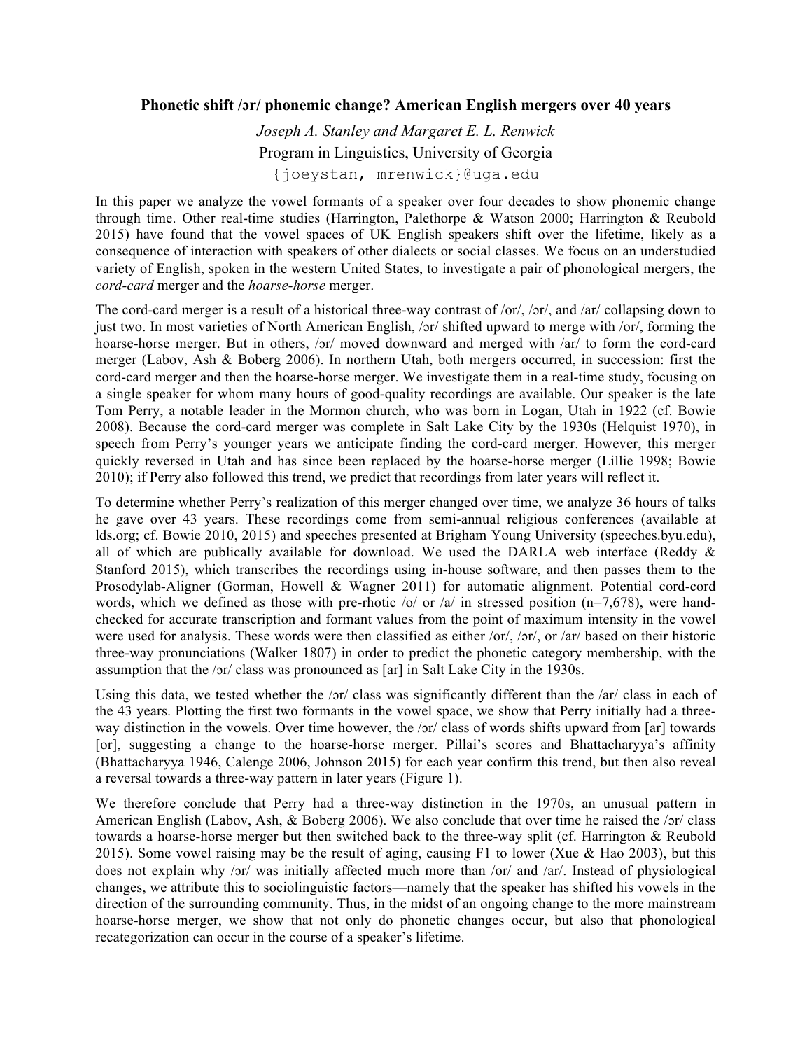**Phonetic shift /ɔr/ phonemic change? American English mergers over 40 years**

*Joseph A. Stanley and Margaret E. L. Renwick*

Program in Linguistics, University of Georgia

{joeystan, mrenwick}@uga.edu

In this paper we analyze the vowel formants of a speaker over four decades to show phonemic change through time. Other real-time studies (Harrington, Palethorpe & Watson 2000; Harrington & Reubold 2015) have found that the vowel spaces of UK English speakers shift over the lifetime, likely as a consequence of interaction with speakers of other dialects or social classes. We focus on an understudied variety of English, spoken in the western United States, to investigate a pair of phonological mergers, the *cord-card* merger and the *hoarse-horse* merger.

The cord-card merger is a result of a historical three-way contrast of /or/, /ɔr/, and /ar/ collapsing down to just two. In most varieties of North American English, /ɔr/ shifted upward to merge with /or/, forming the hoarse-horse merger. But in others, /ɔr/ moved downward and merged with /ar/ to form the cord-card merger (Labov, Ash & Boberg 2006). In northern Utah, both mergers occurred, in succession: first the cord-card merger and then the hoarse-horse merger. We investigate them in a real-time study, focusing on a single speaker for whom many hours of good-quality recordings are available. Our speaker is the late Tom Perry, a notable leader in the Mormon church, who was born in Logan, Utah in 1922 (cf. Bowie 2008). Because the cord-card merger was complete in Salt Lake City by the 1930s (Helquist 1970), in speech from Perry's younger years we anticipate finding the cord-card merger. However, this merger quickly reversed in Utah and has since been replaced by the hoarse-horse merger (Lillie 1998; Bowie 2010); if Perry also followed this trend, we predict that recordings from later years will reflect it.

To determine whether Perry's realization of this merger changed over time, we analyze 36 hours of talks he gave over 43 years. These recordings come from semi-annual religious conferences (available at lds.org; cf. Bowie 2010, 2015) and speeches presented at Brigham Young University (speeches.byu.edu), all of which are publically available for download. We used the DARLA web interface (Reddy & Stanford 2015), which transcribes the recordings using in-house software, and then passes them to the Prosodylab-Aligner (Gorman, Howell & Wagner 2011) for automatic alignment. Potential cord-cord words, which we defined as those with pre-rhotic /o/ or /a/ in stressed position (n=7,678), were hand-checked for accurate transcription and formant values from the point of maximum intensity in the vowel were used for analysis. These words were then classified as either /or/, /ɔr/, or /ar/ based on their historic three-way pronunciations (Walker 1807) in order to predict the phonetic category membership, with the assumption that the /ɔr/ class was pronounced as [ar] in Salt Lake City in the 1930s.

Using this data, we tested whether the /ɔr/ class was significantly different than the /ar/ class in each of the 43 years. Plotting the first two formants in the vowel space, we show that Perry initially had a three-way distinction in the vowels. Over time however, the /ɔr/ class of words shifts upward from [ar] towards [or], suggesting a change to the hoarse-horse merger. Pillai's scores and Bhattacharyya's affinity (Bhattacharyya 1946, Calenge 2006, Johnson 2015) for each year confirm this trend, but then also reveal a reversal towards a three-way pattern in later years (Figure 1).

We therefore conclude that Perry had a three-way distinction in the 1970s, an unusual pattern in American English (Labov, Ash, & Boberg 2006). We also conclude that over time he raised the /ɔr/ class towards a hoarse-horse merger but then switched back to the three-way split (cf. Harrington & Reubold 2015). Some vowel raising may be the result of aging, causing F1 to lower (Xue & Hao 2003), but this does not explain why /ɔr/ was initially affected much more than /or/ and /ar/. Instead of physiological changes, we attribute this to sociolinguistic factors—namely that the speaker has shifted his vowels in the direction of the surrounding community. Thus, in the midst of an ongoing change to the more mainstream hoarse-horse merger, we show that not only do phonetic changes occur, but also that phonological recategorization can occur in the course of a speaker's lifetime.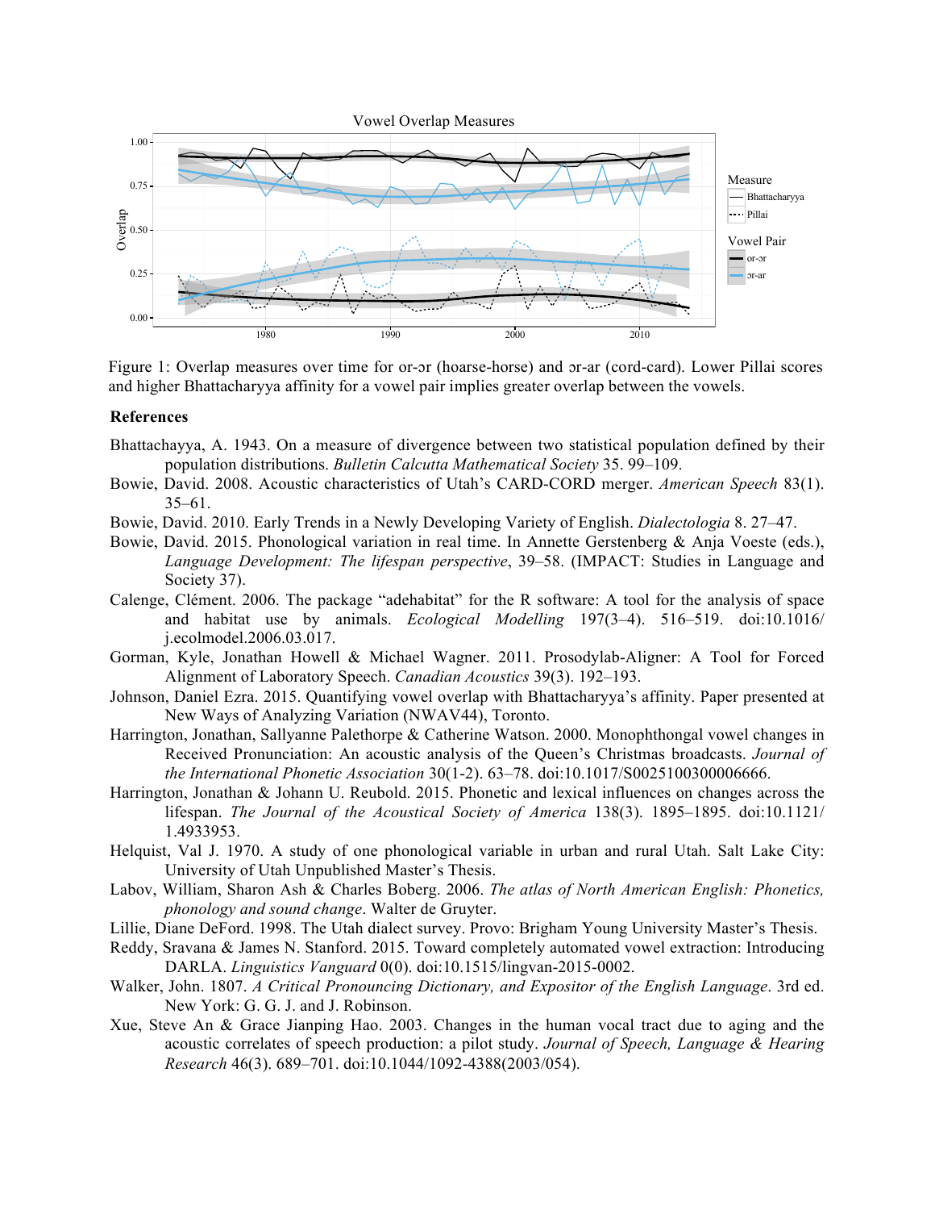Vowel Overlap Measures

1.00

0.75

0.50

0.25

0.00

Overlap

1980

1990

2000

2010

Measure

Bhattacharyya

Pillai

Vowel Pair

or-ɔr

ɔr-ar

Figure 1: Overlap measures over time for or-ɔr (hoarse-horse) and ɔr-ar (cord-card). Lower Pillai scores and higher Bhattacharyya affinity for a vowel pair implies greater overlap between the vowels.

## References

Bhattachayya, A. 1943. On a measure of divergence between two statistical population defined by their population distributions. *Bulletin Calcutta Mathematical Society* 35. 99–109.

Bowie, David. 2008. Acoustic characteristics of Utah's CARD-CORD merger. *American Speech* 83(1). 35–61.

Bowie, David. 2010. Early Trends in a Newly Developing Variety of English. *Dialectologia* 8. 27–47.

Bowie, David. 2015. Phonological variation in real time. In Annette Gerstenberg & Anja Voeste (eds.), *Language Development: The lifespan perspective*, 39–58. (IMPACT: Studies in Language and Society 37).

Calenge, Clément. 2006. The package "adehabitat" for the R software: A tool for the analysis of space and habitat use by animals. *Ecological Modelling* 197(3–4). 516–519. doi:10.1016/j.ecolmodel.2006.03.017.

Gorman, Kyle, Jonathan Howell & Michael Wagner. 2011. Prosodylab-Aligner: A Tool for Forced Alignment of Laboratory Speech. *Canadian Acoustics* 39(3). 192–193.

Johnson, Daniel Ezra. 2015. Quantifying vowel overlap with Bhattacharyya's affinity. Paper presented at New Ways of Analyzing Variation (NWAV44), Toronto.

Harrington, Jonathan, Sallyanne Palethorpe & Catherine Watson. 2000. Monophthongal vowel changes in Received Pronunciation: An acoustic analysis of the Queen's Christmas broadcasts. *Journal of the International Phonetic Association* 30(1-2). 63–78. doi:10.1017/S0025100300006666.

Harrington, Jonathan & Johann U. Reubold. 2015. Phonetic and lexical influences on changes across the lifespan. *The Journal of the Acoustical Society of America* 138(3). 1895–1895. doi:10.1121/1.4933953.

Helquist, Val J. 1970. A study of one phonological variable in urban and rural Utah. Salt Lake City: University of Utah Unpublished Master's Thesis.

Labov, William, Sharon Ash & Charles Boberg. 2006. *The atlas of North American English: Phonetics, phonology and sound change*. Walter de Gruyter.

Lillie, Diane DeFord. 1998. The Utah dialect survey. Provo: Brigham Young University Master's Thesis.

Reddy, Sravana & James N. Stanford. 2015. Toward completely automated vowel extraction: Introducing DARLA. *Linguistics Vanguard* 0(0). doi:10.1515/lingvan-2015-0002.

Walker, John. 1807. *A Critical Pronouncing Dictionary, and Expositor of the English Language*. 3rd ed. New York: G. G. J. and J. Robinson.

Xue, Steve An & Grace Jianping Hao. 2003. Changes in the human vocal tract due to aging and the acoustic correlates of speech production: a pilot study. *Journal of Speech, Language & Hearing Research* 46(3). 689–701. doi:10.1044/1092-4388(2003/054).